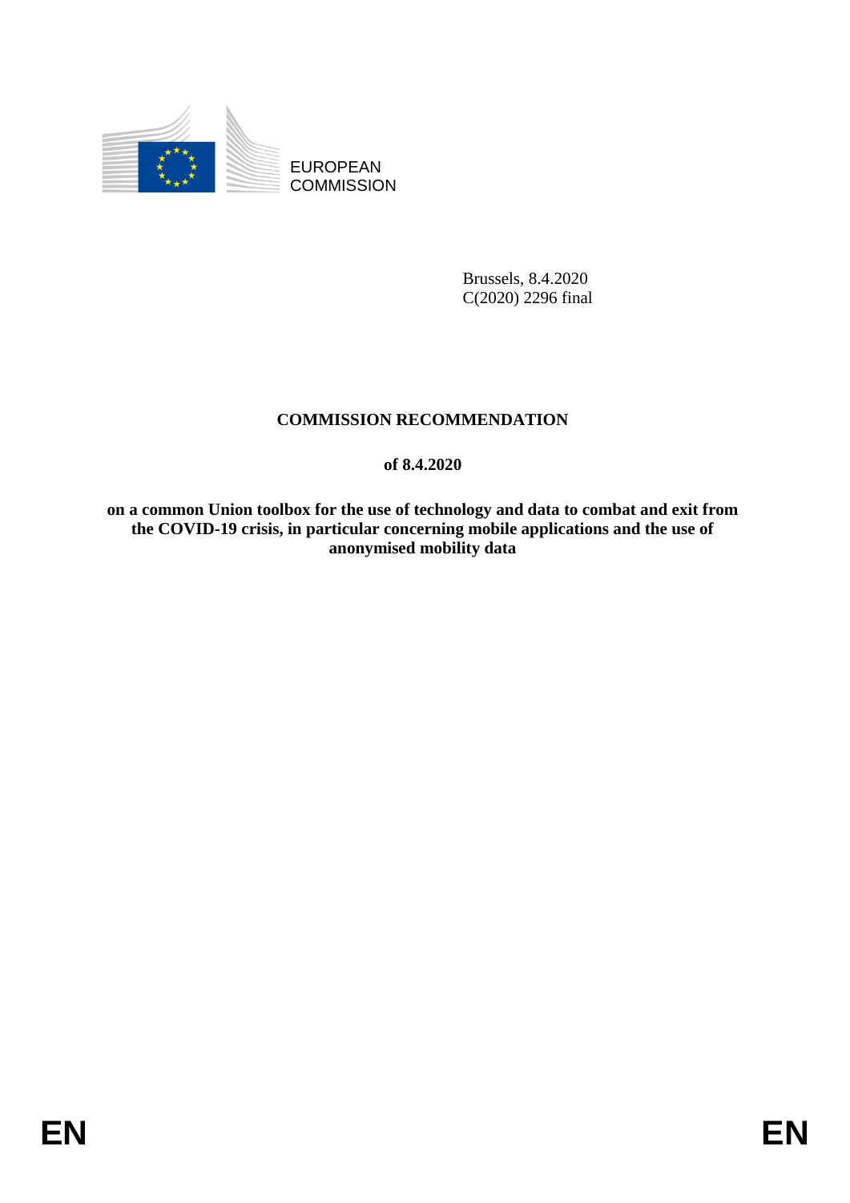EUROPEAN
COMMISSION

Brussels, 8.4.2020
C(2020) 2296 final

# COMMISSION RECOMMENDATION

**of 8.4.2020**

**on a common Union toolbox for the use of technology and data to combat and exit from the COVID-19 crisis, in particular concerning mobile applications and the use of anonymised mobility data**

EN EN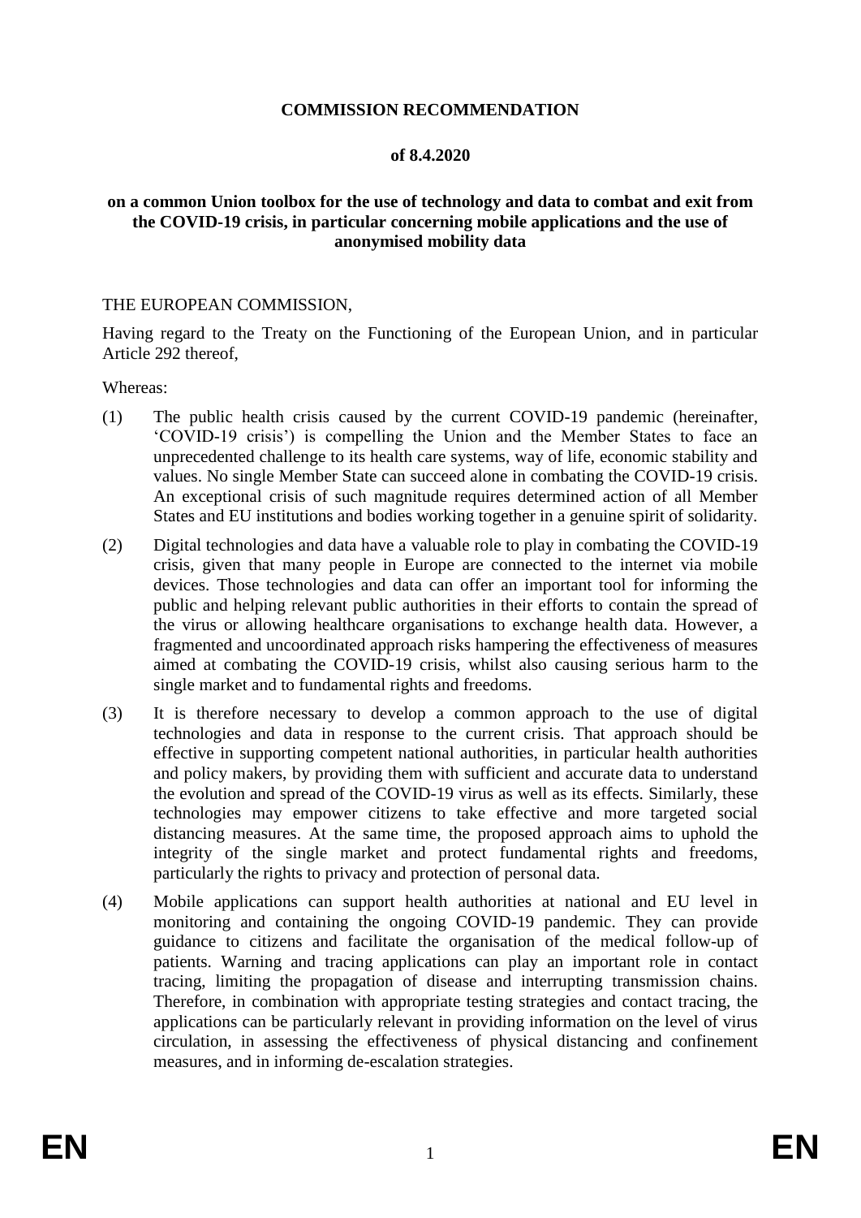**COMMISSION RECOMMENDATION**

**of 8.4.2020**

**on a common Union toolbox for the use of technology and data to combat and exit from the COVID-19 crisis, in particular concerning mobile applications and the use of anonymised mobility data**

THE EUROPEAN COMMISSION,

Having regard to the Treaty on the Functioning of the European Union, and in particular Article 292 thereof,

Whereas:

(1) The public health crisis caused by the current COVID-19 pandemic (hereinafter, 'COVID-19 crisis') is compelling the Union and the Member States to face an unprecedented challenge to its health care systems, way of life, economic stability and values. No single Member State can succeed alone in combating the COVID-19 crisis. An exceptional crisis of such magnitude requires determined action of all Member States and EU institutions and bodies working together in a genuine spirit of solidarity.

(2) Digital technologies and data have a valuable role to play in combating the COVID-19 crisis, given that many people in Europe are connected to the internet via mobile devices. Those technologies and data can offer an important tool for informing the public and helping relevant public authorities in their efforts to contain the spread of the virus or allowing healthcare organisations to exchange health data. However, a fragmented and uncoordinated approach risks hampering the effectiveness of measures aimed at combating the COVID-19 crisis, whilst also causing serious harm to the single market and to fundamental rights and freedoms.

(3) It is therefore necessary to develop a common approach to the use of digital technologies and data in response to the current crisis. That approach should be effective in supporting competent national authorities, in particular health authorities and policy makers, by providing them with sufficient and accurate data to understand the evolution and spread of the COVID-19 virus as well as its effects. Similarly, these technologies may empower citizens to take effective and more targeted social distancing measures. At the same time, the proposed approach aims to uphold the integrity of the single market and protect fundamental rights and freedoms, particularly the rights to privacy and protection of personal data.

(4) Mobile applications can support health authorities at national and EU level in monitoring and containing the ongoing COVID-19 pandemic. They can provide guidance to citizens and facilitate the organisation of the medical follow-up of patients. Warning and tracing applications can play an important role in contact tracing, limiting the propagation of disease and interrupting transmission chains. Therefore, in combination with appropriate testing strategies and contact tracing, the applications can be particularly relevant in providing information on the level of virus circulation, in assessing the effectiveness of physical distancing and confinement measures, and in informing de-escalation strategies.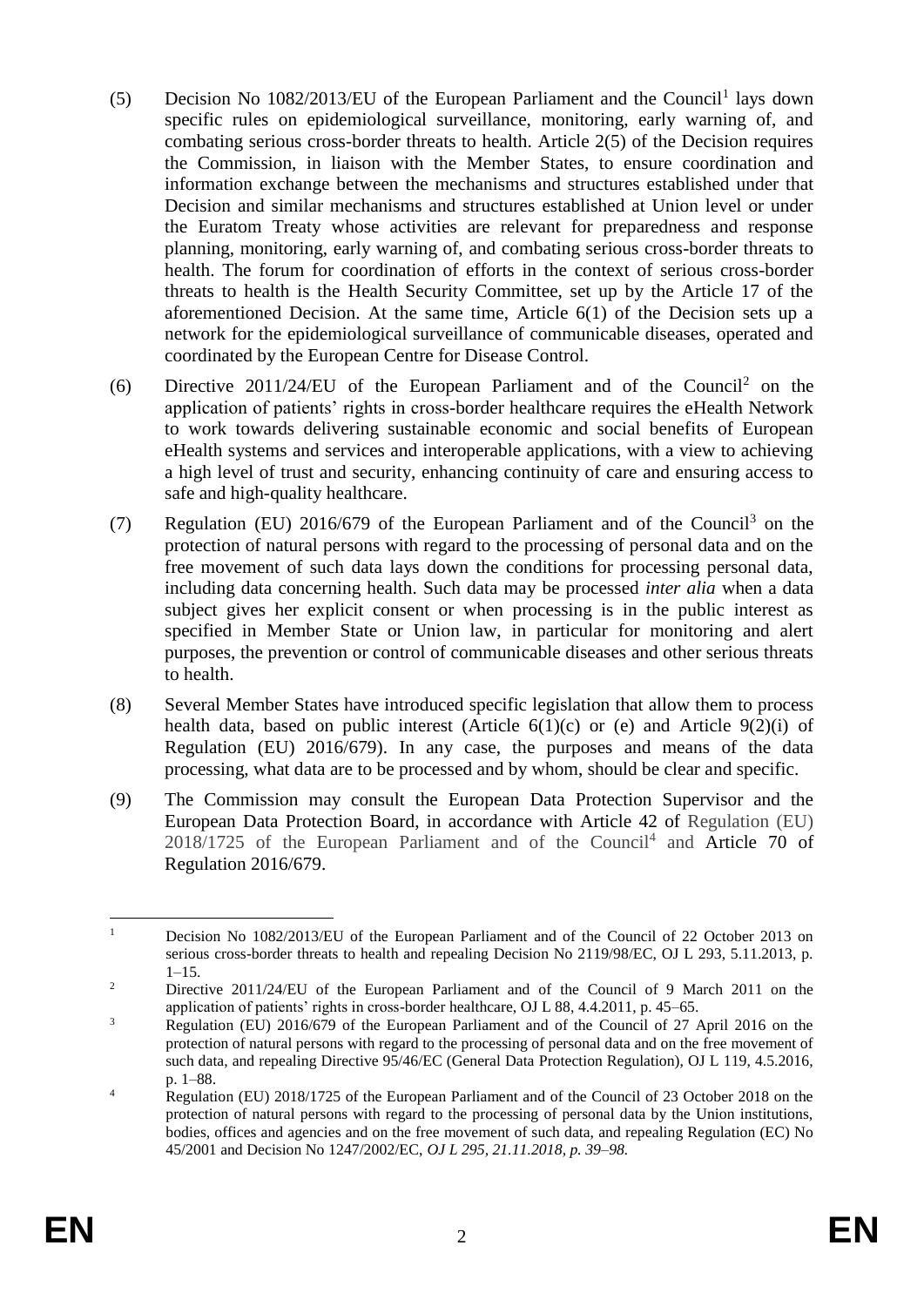(5) Decision No 1082/2013/EU of the European Parliament and the Council[1] lays down specific rules on epidemiological surveillance, monitoring, early warning of, and combating serious cross-border threats to health. Article 2(5) of the Decision requires the Commission, in liaison with the Member States, to ensure coordination and information exchange between the mechanisms and structures established under that Decision and similar mechanisms and structures established at Union level or under the Euratom Treaty whose activities are relevant for preparedness and response planning, monitoring, early warning of, and combating serious cross-border threats to health. The forum for coordination of efforts in the context of serious cross-border threats to health is the Health Security Committee, set up by the Article 17 of the aforementioned Decision. At the same time, Article 6(1) of the Decision sets up a network for the epidemiological surveillance of communicable diseases, operated and coordinated by the European Centre for Disease Control.

(6) Directive 2011/24/EU of the European Parliament and of the Council[2] on the application of patients' rights in cross-border healthcare requires the eHealth Network to work towards delivering sustainable economic and social benefits of European eHealth systems and services and interoperable applications, with a view to achieving a high level of trust and security, enhancing continuity of care and ensuring access to safe and high-quality healthcare.

(7) Regulation (EU) 2016/679 of the European Parliament and of the Council[3] on the protection of natural persons with regard to the processing of personal data and on the free movement of such data lays down the conditions for processing personal data, including data concerning health. Such data may be processed *inter alia* when a data subject gives her explicit consent or when processing is in the public interest as specified in Member State or Union law, in particular for monitoring and alert purposes, the prevention or control of communicable diseases and other serious threats to health.

(8) Several Member States have introduced specific legislation that allow them to process health data, based on public interest (Article 6(1)(c) or (e) and Article 9(2)(i) of Regulation (EU) 2016/679). In any case, the purposes and means of the data processing, what data are to be processed and by whom, should be clear and specific.

(9) The Commission may consult the European Data Protection Supervisor and the European Data Protection Board, in accordance with Article 42 of Regulation (EU) 2018/1725 of the European Parliament and of the Council[4] and Article 70 of Regulation 2016/679.

---

[1] Decision No 1082/2013/EU of the European Parliament and of the Council of 22 October 2013 on serious cross-border threats to health and repealing Decision No 2119/98/EC, OJ L 293, 5.11.2013, p. 1–15.

[2] Directive 2011/24/EU of the European Parliament and of the Council of 9 March 2011 on the application of patients' rights in cross-border healthcare, OJ L 88, 4.4.2011, p. 45–65.

[3] Regulation (EU) 2016/679 of the European Parliament and of the Council of 27 April 2016 on the protection of natural persons with regard to the processing of personal data and on the free movement of such data, and repealing Directive 95/46/EC (General Data Protection Regulation), OJ L 119, 4.5.2016, p. 1–88.

[4] Regulation (EU) 2018/1725 of the European Parliament and of the Council of 23 October 2018 on the protection of natural persons with regard to the processing of personal data by the Union institutions, bodies, offices and agencies and on the free movement of such data, and repealing Regulation (EC) No 45/2001 and Decision No 1247/2002/EC, *OJ L 295, 21.11.2018, p. 39–98.*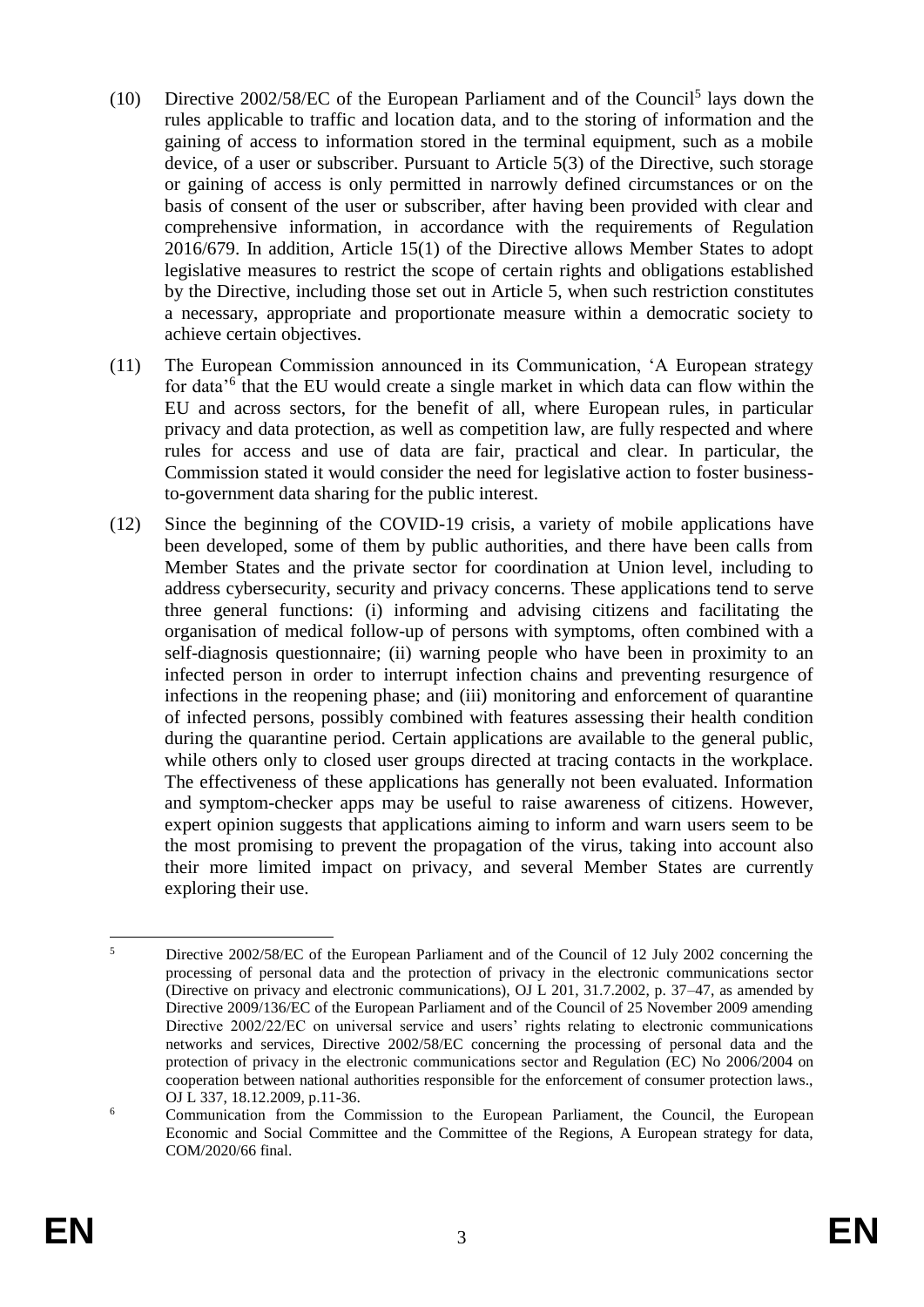(10) Directive 2002/58/EC of the European Parliament and of the Council[5] lays down the rules applicable to traffic and location data, and to the storing of information and the gaining of access to information stored in the terminal equipment, such as a mobile device, of a user or subscriber. Pursuant to Article 5(3) of the Directive, such storage or gaining of access is only permitted in narrowly defined circumstances or on the basis of consent of the user or subscriber, after having been provided with clear and comprehensive information, in accordance with the requirements of Regulation 2016/679. In addition, Article 15(1) of the Directive allows Member States to adopt legislative measures to restrict the scope of certain rights and obligations established by the Directive, including those set out in Article 5, when such restriction constitutes a necessary, appropriate and proportionate measure within a democratic society to achieve certain objectives.

(11) The European Commission announced in its Communication, 'A European strategy for data'[6] that the EU would create a single market in which data can flow within the EU and across sectors, for the benefit of all, where European rules, in particular privacy and data protection, as well as competition law, are fully respected and where rules for access and use of data are fair, practical and clear. In particular, the Commission stated it would consider the need for legislative action to foster business-to-government data sharing for the public interest.

(12) Since the beginning of the COVID-19 crisis, a variety of mobile applications have been developed, some of them by public authorities, and there have been calls from Member States and the private sector for coordination at Union level, including to address cybersecurity, security and privacy concerns. These applications tend to serve three general functions: (i) informing and advising citizens and facilitating the organisation of medical follow-up of persons with symptoms, often combined with a self-diagnosis questionnaire; (ii) warning people who have been in proximity to an infected person in order to interrupt infection chains and preventing resurgence of infections in the reopening phase; and (iii) monitoring and enforcement of quarantine of infected persons, possibly combined with features assessing their health condition during the quarantine period. Certain applications are available to the general public, while others only to closed user groups directed at tracing contacts in the workplace. The effectiveness of these applications has generally not been evaluated. Information and symptom-checker apps may be useful to raise awareness of citizens. However, expert opinion suggests that applications aiming to inform and warn users seem to be the most promising to prevent the propagation of the virus, taking into account also their more limited impact on privacy, and several Member States are currently exploring their use.

---

[5] Directive 2002/58/EC of the European Parliament and of the Council of 12 July 2002 concerning the processing of personal data and the protection of privacy in the electronic communications sector (Directive on privacy and electronic communications), OJ L 201, 31.7.2002, p. 37–47, as amended by Directive 2009/136/EC of the European Parliament and of the Council of 25 November 2009 amending Directive 2002/22/EC on universal service and users' rights relating to electronic communications networks and services, Directive 2002/58/EC concerning the processing of personal data and the protection of privacy in the electronic communications sector and Regulation (EC) No 2006/2004 on cooperation between national authorities responsible for the enforcement of consumer protection laws., OJ L 337, 18.12.2009, p.11-36.

[6] Communication from the Commission to the European Parliament, the Council, the European Economic and Social Committee and the Committee of the Regions, A European strategy for data, COM/2020/66 final.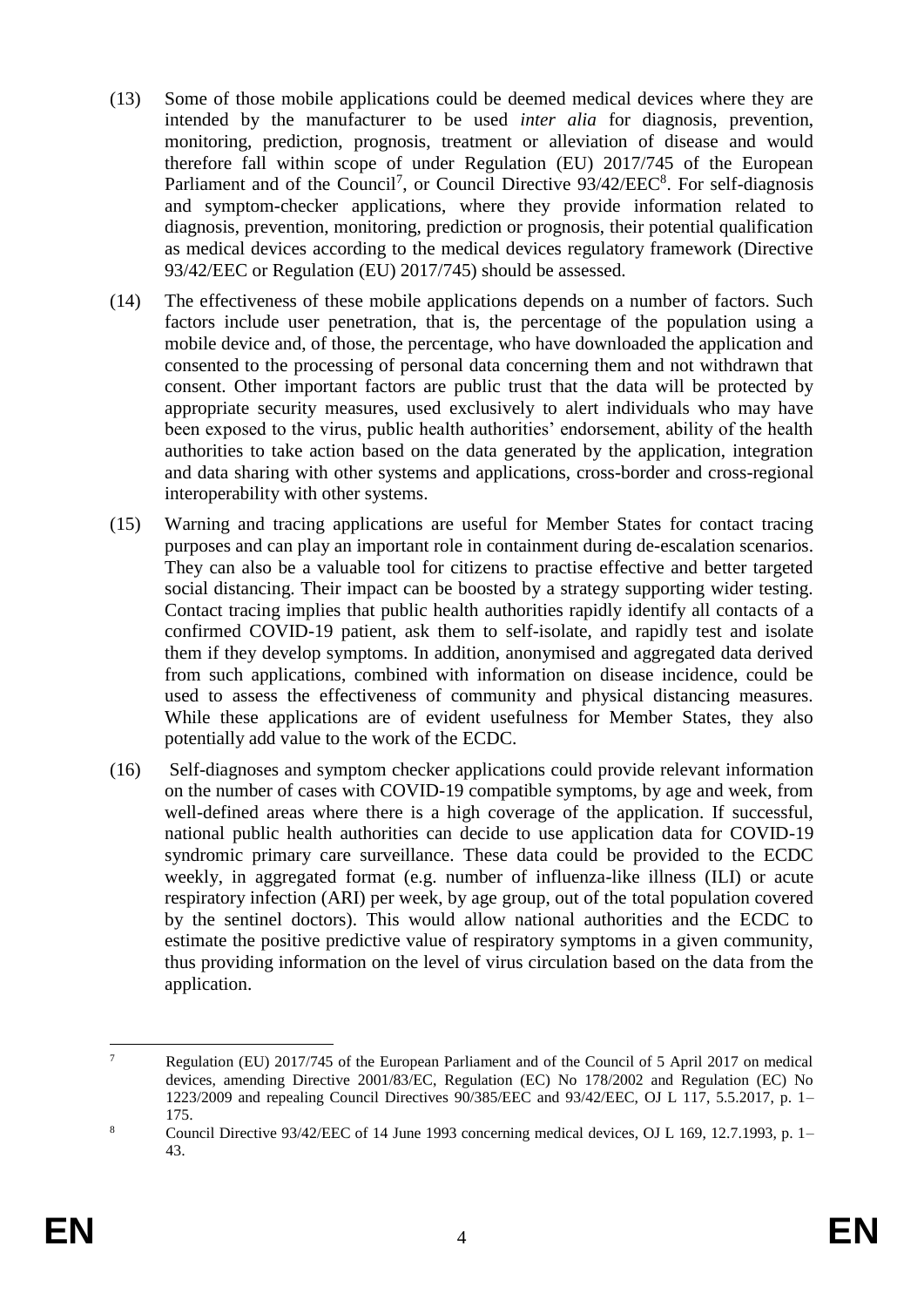(13) Some of those mobile applications could be deemed medical devices where they are intended by the manufacturer to be used *inter alia* for diagnosis, prevention, monitoring, prediction, prognosis, treatment or alleviation of disease and would therefore fall within scope of under Regulation (EU) 2017/745 of the European Parliament and of the Council[7], or Council Directive 93/42/EEC[8]. For self-diagnosis and symptom-checker applications, where they provide information related to diagnosis, prevention, monitoring, prediction or prognosis, their potential qualification as medical devices according to the medical devices regulatory framework (Directive 93/42/EEC or Regulation (EU) 2017/745) should be assessed.

(14) The effectiveness of these mobile applications depends on a number of factors. Such factors include user penetration, that is, the percentage of the population using a mobile device and, of those, the percentage, who have downloaded the application and consented to the processing of personal data concerning them and not withdrawn that consent. Other important factors are public trust that the data will be protected by appropriate security measures, used exclusively to alert individuals who may have been exposed to the virus, public health authorities' endorsement, ability of the health authorities to take action based on the data generated by the application, integration and data sharing with other systems and applications, cross-border and cross-regional interoperability with other systems.

(15) Warning and tracing applications are useful for Member States for contact tracing purposes and can play an important role in containment during de-escalation scenarios. They can also be a valuable tool for citizens to practise effective and better targeted social distancing. Their impact can be boosted by a strategy supporting wider testing. Contact tracing implies that public health authorities rapidly identify all contacts of a confirmed COVID-19 patient, ask them to self-isolate, and rapidly test and isolate them if they develop symptoms. In addition, anonymised and aggregated data derived from such applications, combined with information on disease incidence, could be used to assess the effectiveness of community and physical distancing measures. While these applications are of evident usefulness for Member States, they also potentially add value to the work of the ECDC.

(16) Self-diagnoses and symptom checker applications could provide relevant information on the number of cases with COVID-19 compatible symptoms, by age and week, from well-defined areas where there is a high coverage of the application. If successful, national public health authorities can decide to use application data for COVID-19 syndromic primary care surveillance. These data could be provided to the ECDC weekly, in aggregated format (e.g. number of influenza-like illness (ILI) or acute respiratory infection (ARI) per week, by age group, out of the total population covered by the sentinel doctors). This would allow national authorities and the ECDC to estimate the positive predictive value of respiratory symptoms in a given community, thus providing information on the level of virus circulation based on the data from the application.

---

[7] Regulation (EU) 2017/745 of the European Parliament and of the Council of 5 April 2017 on medical devices, amending Directive 2001/83/EC, Regulation (EC) No 178/2002 and Regulation (EC) No 1223/2009 and repealing Council Directives 90/385/EEC and 93/42/EEC, OJ L 117, 5.5.2017, p. 1–175.

[8] Council Directive 93/42/EEC of 14 June 1993 concerning medical devices, OJ L 169, 12.7.1993, p. 1–43.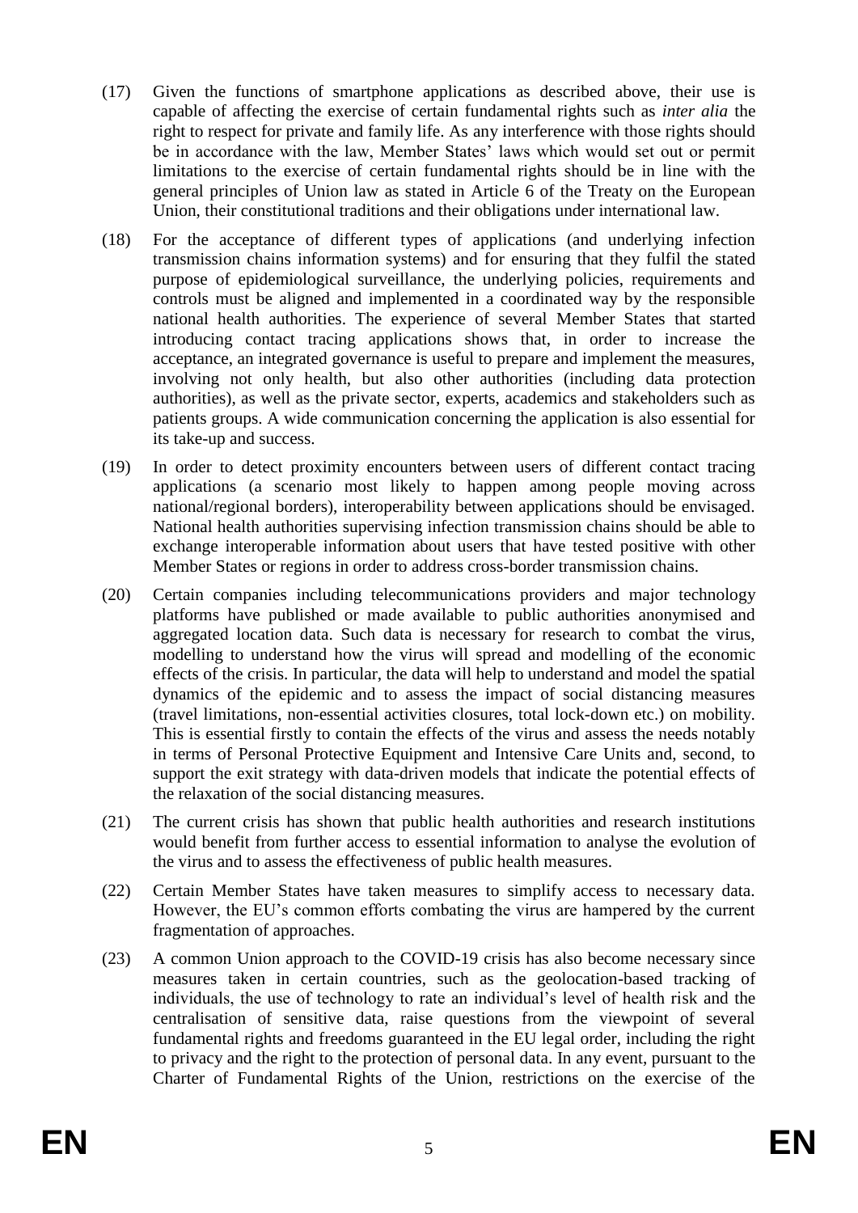(17) Given the functions of smartphone applications as described above, their use is capable of affecting the exercise of certain fundamental rights such as *inter alia* the right to respect for private and family life. As any interference with those rights should be in accordance with the law, Member States' laws which would set out or permit limitations to the exercise of certain fundamental rights should be in line with the general principles of Union law as stated in Article 6 of the Treaty on the European Union, their constitutional traditions and their obligations under international law.

(18) For the acceptance of different types of applications (and underlying infection transmission chains information systems) and for ensuring that they fulfil the stated purpose of epidemiological surveillance, the underlying policies, requirements and controls must be aligned and implemented in a coordinated way by the responsible national health authorities. The experience of several Member States that started introducing contact tracing applications shows that, in order to increase the acceptance, an integrated governance is useful to prepare and implement the measures, involving not only health, but also other authorities (including data protection authorities), as well as the private sector, experts, academics and stakeholders such as patients groups. A wide communication concerning the application is also essential for its take-up and success.

(19) In order to detect proximity encounters between users of different contact tracing applications (a scenario most likely to happen among people moving across national/regional borders), interoperability between applications should be envisaged. National health authorities supervising infection transmission chains should be able to exchange interoperable information about users that have tested positive with other Member States or regions in order to address cross-border transmission chains.

(20) Certain companies including telecommunications providers and major technology platforms have published or made available to public authorities anonymised and aggregated location data. Such data is necessary for research to combat the virus, modelling to understand how the virus will spread and modelling of the economic effects of the crisis. In particular, the data will help to understand and model the spatial dynamics of the epidemic and to assess the impact of social distancing measures (travel limitations, non-essential activities closures, total lock-down etc.) on mobility. This is essential firstly to contain the effects of the virus and assess the needs notably in terms of Personal Protective Equipment and Intensive Care Units and, second, to support the exit strategy with data-driven models that indicate the potential effects of the relaxation of the social distancing measures.

(21) The current crisis has shown that public health authorities and research institutions would benefit from further access to essential information to analyse the evolution of the virus and to assess the effectiveness of public health measures.

(22) Certain Member States have taken measures to simplify access to necessary data. However, the EU's common efforts combating the virus are hampered by the current fragmentation of approaches.

(23) A common Union approach to the COVID-19 crisis has also become necessary since measures taken in certain countries, such as the geolocation-based tracking of individuals, the use of technology to rate an individual's level of health risk and the centralisation of sensitive data, raise questions from the viewpoint of several fundamental rights and freedoms guaranteed in the EU legal order, including the right to privacy and the right to the protection of personal data. In any event, pursuant to the Charter of Fundamental Rights of the Union, restrictions on the exercise of the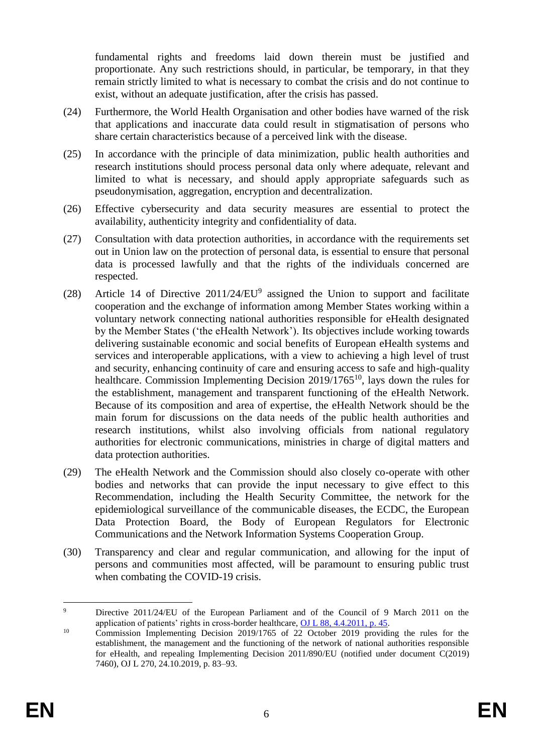fundamental rights and freedoms laid down therein must be justified and proportionate. Any such restrictions should, in particular, be temporary, in that they remain strictly limited to what is necessary to combat the crisis and do not continue to exist, without an adequate justification, after the crisis has passed.

(24) Furthermore, the World Health Organisation and other bodies have warned of the risk that applications and inaccurate data could result in stigmatisation of persons who share certain characteristics because of a perceived link with the disease.

(25) In accordance with the principle of data minimization, public health authorities and research institutions should process personal data only where adequate, relevant and limited to what is necessary, and should apply appropriate safeguards such as pseudonymisation, aggregation, encryption and decentralization.

(26) Effective cybersecurity and data security measures are essential to protect the availability, authenticity integrity and confidentiality of data.

(27) Consultation with data protection authorities, in accordance with the requirements set out in Union law on the protection of personal data, is essential to ensure that personal data is processed lawfully and that the rights of the individuals concerned are respected.

(28) Article 14 of Directive 2011/24/EU[9] assigned the Union to support and facilitate cooperation and the exchange of information among Member States working within a voluntary network connecting national authorities responsible for eHealth designated by the Member States ('the eHealth Network'). Its objectives include working towards delivering sustainable economic and social benefits of European eHealth systems and services and interoperable applications, with a view to achieving a high level of trust and security, enhancing continuity of care and ensuring access to safe and high-quality healthcare. Commission Implementing Decision 2019/1765[10], lays down the rules for the establishment, management and transparent functioning of the eHealth Network. Because of its composition and area of expertise, the eHealth Network should be the main forum for discussions on the data needs of the public health authorities and research institutions, whilst also involving officials from national regulatory authorities for electronic communications, ministries in charge of digital matters and data protection authorities.

(29) The eHealth Network and the Commission should also closely co-operate with other bodies and networks that can provide the input necessary to give effect to this Recommendation, including the Health Security Committee, the network for the epidemiological surveillance of the communicable diseases, the ECDC, the European Data Protection Board, the Body of European Regulators for Electronic Communications and the Network Information Systems Cooperation Group.

(30) Transparency and clear and regular communication, and allowing for the input of persons and communities most affected, will be paramount to ensuring public trust when combating the COVID-19 crisis.

---

[9] Directive 2011/24/EU of the European Parliament and of the Council of 9 March 2011 on the application of patients' rights in cross-border healthcare, OJ L 88, 4.4.2011, p. 45.

[10] Commission Implementing Decision 2019/1765 of 22 October 2019 providing the rules for the establishment, the management and the functioning of the network of national authorities responsible for eHealth, and repealing Implementing Decision 2011/890/EU (notified under document C(2019) 7460), OJ L 270, 24.10.2019, p. 83–93.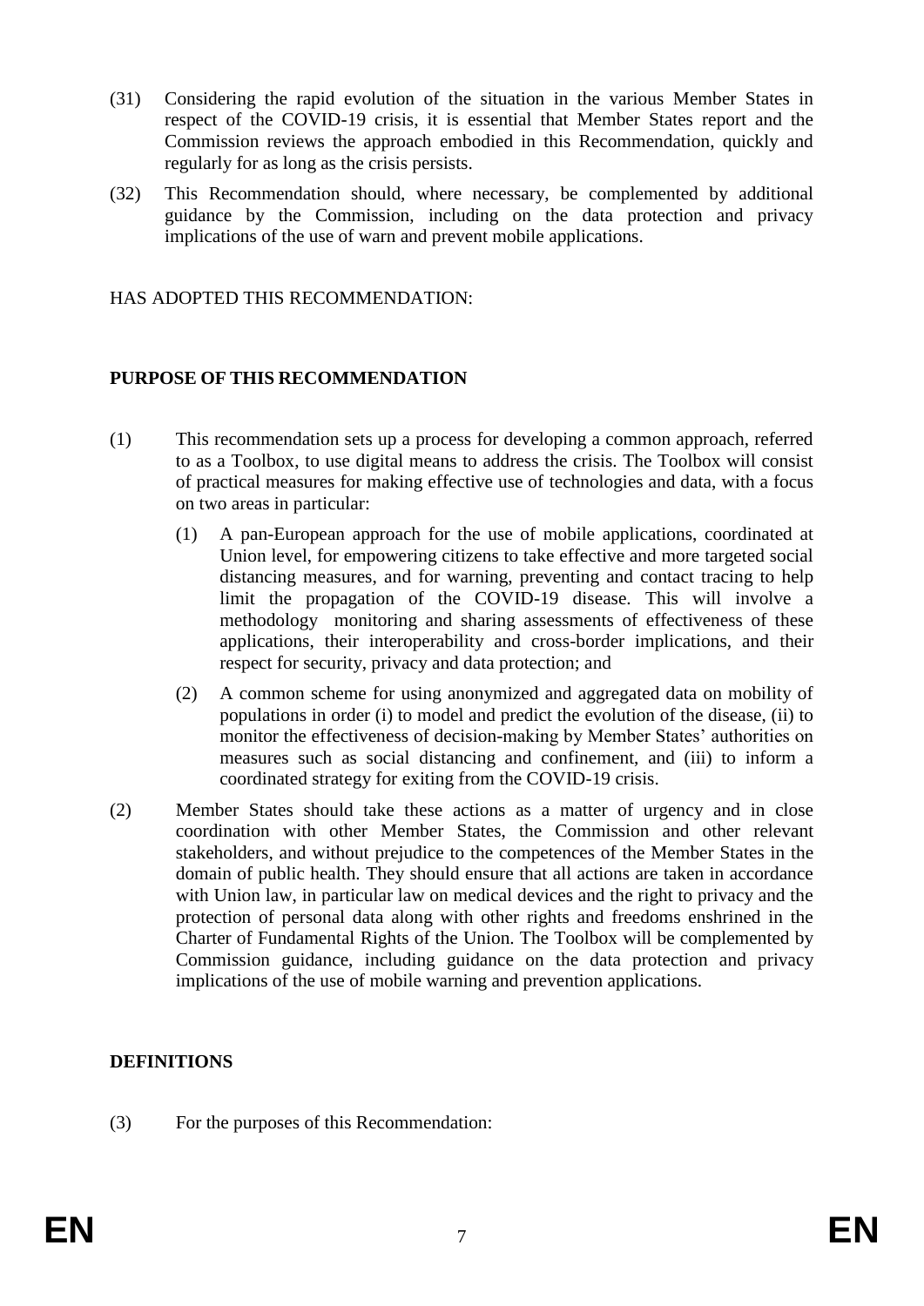(31) Considering the rapid evolution of the situation in the various Member States in respect of the COVID-19 crisis, it is essential that Member States report and the Commission reviews the approach embodied in this Recommendation, quickly and regularly for as long as the crisis persists.

(32) This Recommendation should, where necessary, be complemented by additional guidance by the Commission, including on the data protection and privacy implications of the use of warn and prevent mobile applications.

HAS ADOPTED THIS RECOMMENDATION:

**PURPOSE OF THIS RECOMMENDATION**

(1) This recommendation sets up a process for developing a common approach, referred to as a Toolbox, to use digital means to address the crisis. The Toolbox will consist of practical measures for making effective use of technologies and data, with a focus on two areas in particular:

   (1) A pan-European approach for the use of mobile applications, coordinated at Union level, for empowering citizens to take effective and more targeted social distancing measures, and for warning, preventing and contact tracing to help limit the propagation of the COVID-19 disease. This will involve a methodology monitoring and sharing assessments of effectiveness of these applications, their interoperability and cross-border implications, and their respect for security, privacy and data protection; and

   (2) A common scheme for using anonymized and aggregated data on mobility of populations in order (i) to model and predict the evolution of the disease, (ii) to monitor the effectiveness of decision-making by Member States' authorities on measures such as social distancing and confinement, and (iii) to inform a coordinated strategy for exiting from the COVID-19 crisis.

(2) Member States should take these actions as a matter of urgency and in close coordination with other Member States, the Commission and other relevant stakeholders, and without prejudice to the competences of the Member States in the domain of public health. They should ensure that all actions are taken in accordance with Union law, in particular law on medical devices and the right to privacy and the protection of personal data along with other rights and freedoms enshrined in the Charter of Fundamental Rights of the Union. The Toolbox will be complemented by Commission guidance, including guidance on the data protection and privacy implications of the use of mobile warning and prevention applications.

**DEFINITIONS**

(3) For the purposes of this Recommendation: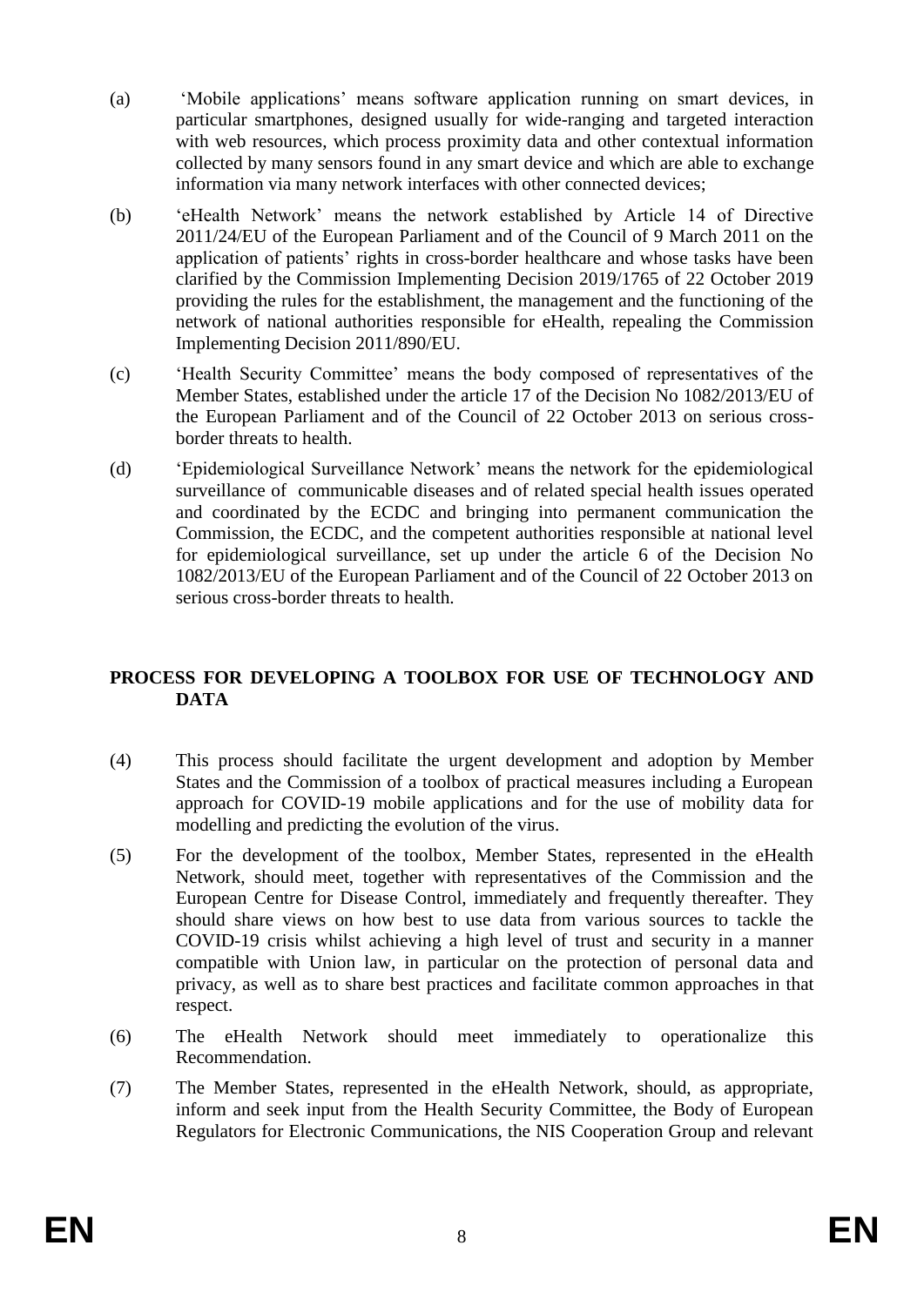(a) 'Mobile applications' means software application running on smart devices, in particular smartphones, designed usually for wide-ranging and targeted interaction with web resources, which process proximity data and other contextual information collected by many sensors found in any smart device and which are able to exchange information via many network interfaces with other connected devices;

(b) 'eHealth Network' means the network established by Article 14 of Directive 2011/24/EU of the European Parliament and of the Council of 9 March 2011 on the application of patients' rights in cross-border healthcare and whose tasks have been clarified by the Commission Implementing Decision 2019/1765 of 22 October 2019 providing the rules for the establishment, the management and the functioning of the network of national authorities responsible for eHealth, repealing the Commission Implementing Decision 2011/890/EU.

(c) 'Health Security Committee' means the body composed of representatives of the Member States, established under the article 17 of the Decision No 1082/2013/EU of the European Parliament and of the Council of 22 October 2013 on serious cross-border threats to health.

(d) 'Epidemiological Surveillance Network' means the network for the epidemiological surveillance of communicable diseases and of related special health issues operated and coordinated by the ECDC and bringing into permanent communication the Commission, the ECDC, and the competent authorities responsible at national level for epidemiological surveillance, set up under the article 6 of the Decision No 1082/2013/EU of the European Parliament and of the Council of 22 October 2013 on serious cross-border threats to health.

## PROCESS FOR DEVELOPING A TOOLBOX FOR USE OF TECHNOLOGY AND DATA

(4) This process should facilitate the urgent development and adoption by Member States and the Commission of a toolbox of practical measures including a European approach for COVID-19 mobile applications and for the use of mobility data for modelling and predicting the evolution of the virus.

(5) For the development of the toolbox, Member States, represented in the eHealth Network, should meet, together with representatives of the Commission and the European Centre for Disease Control, immediately and frequently thereafter. They should share views on how best to use data from various sources to tackle the COVID-19 crisis whilst achieving a high level of trust and security in a manner compatible with Union law, in particular on the protection of personal data and privacy, as well as to share best practices and facilitate common approaches in that respect.

(6) The eHealth Network should meet immediately to operationalize this Recommendation.

(7) The Member States, represented in the eHealth Network, should, as appropriate, inform and seek input from the Health Security Committee, the Body of European Regulators for Electronic Communications, the NIS Cooperation Group and relevant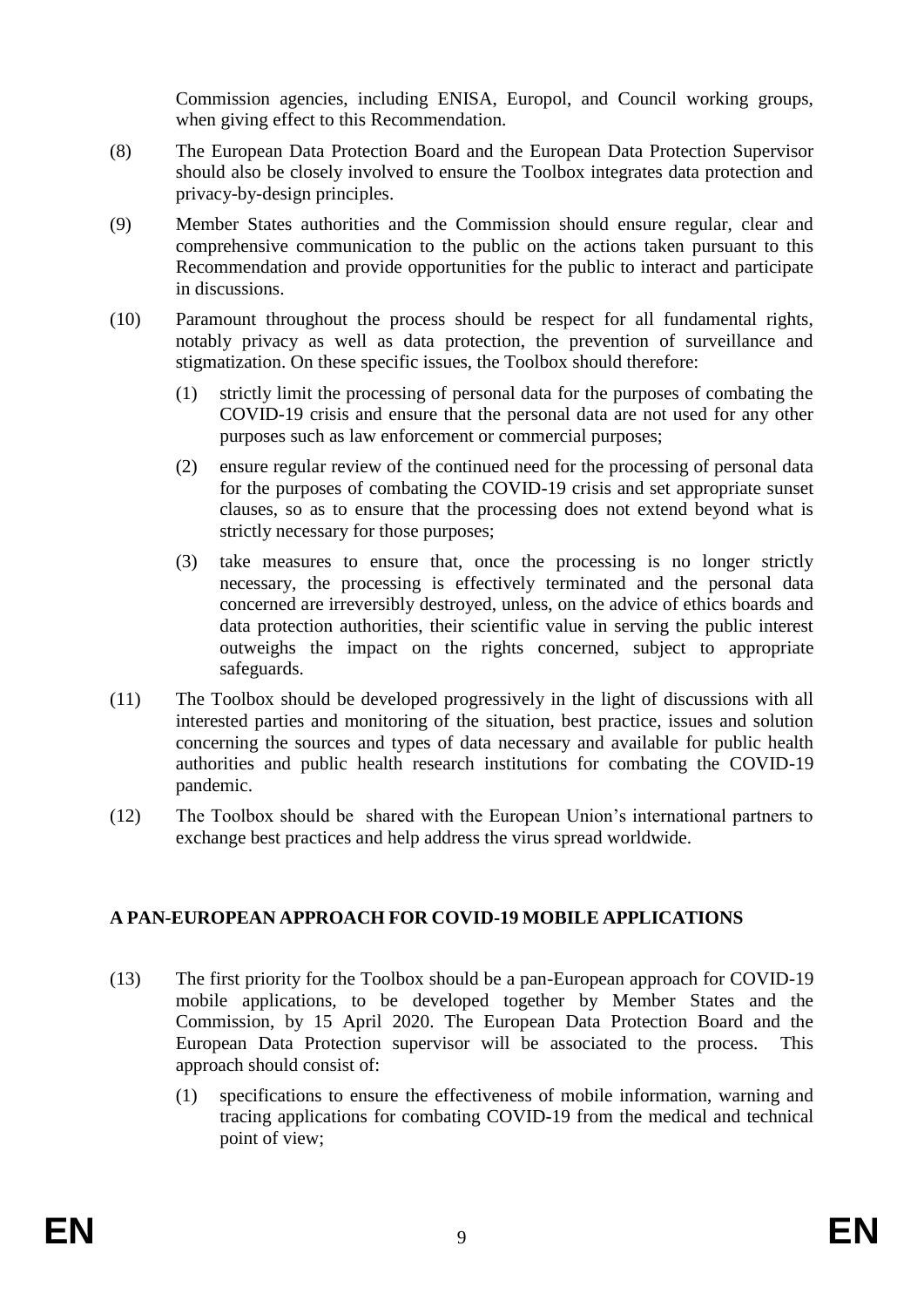Commission agencies, including ENISA, Europol, and Council working groups, when giving effect to this Recommendation.

(8) The European Data Protection Board and the European Data Protection Supervisor should also be closely involved to ensure the Toolbox integrates data protection and privacy-by-design principles.

(9) Member States authorities and the Commission should ensure regular, clear and comprehensive communication to the public on the actions taken pursuant to this Recommendation and provide opportunities for the public to interact and participate in discussions.

(10) Paramount throughout the process should be respect for all fundamental rights, notably privacy as well as data protection, the prevention of surveillance and stigmatization. On these specific issues, the Toolbox should therefore:

   (1) strictly limit the processing of personal data for the purposes of combating the COVID-19 crisis and ensure that the personal data are not used for any other purposes such as law enforcement or commercial purposes;

   (2) ensure regular review of the continued need for the processing of personal data for the purposes of combating the COVID-19 crisis and set appropriate sunset clauses, so as to ensure that the processing does not extend beyond what is strictly necessary for those purposes;

   (3) take measures to ensure that, once the processing is no longer strictly necessary, the processing is effectively terminated and the personal data concerned are irreversibly destroyed, unless, on the advice of ethics boards and data protection authorities, their scientific value in serving the public interest outweighs the impact on the rights concerned, subject to appropriate safeguards.

(11) The Toolbox should be developed progressively in the light of discussions with all interested parties and monitoring of the situation, best practice, issues and solution concerning the sources and types of data necessary and available for public health authorities and public health research institutions for combating the COVID-19 pandemic.

(12) The Toolbox should be shared with the European Union's international partners to exchange best practices and help address the virus spread worldwide.

## A PAN-EUROPEAN APPROACH FOR COVID-19 MOBILE APPLICATIONS

(13) The first priority for the Toolbox should be a pan-European approach for COVID-19 mobile applications, to be developed together by Member States and the Commission, by 15 April 2020. The European Data Protection Board and the European Data Protection supervisor will be associated to the process. This approach should consist of:

   (1) specifications to ensure the effectiveness of mobile information, warning and tracing applications for combating COVID-19 from the medical and technical point of view;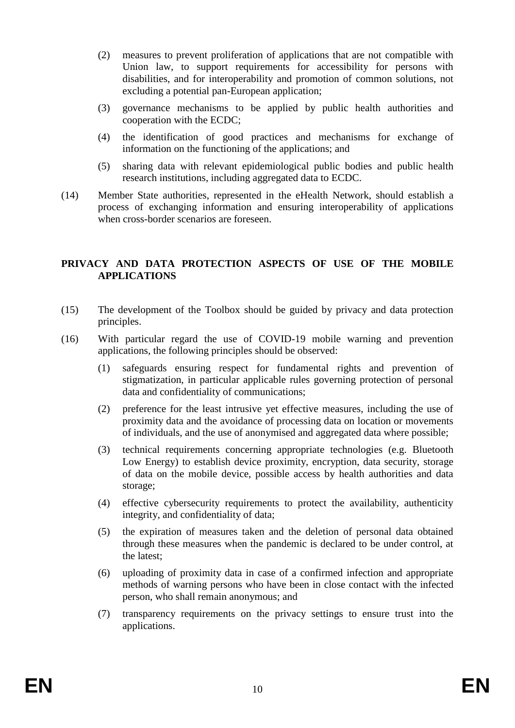(2) measures to prevent proliferation of applications that are not compatible with Union law, to support requirements for accessibility for persons with disabilities, and for interoperability and promotion of common solutions, not excluding a potential pan-European application;

(3) governance mechanisms to be applied by public health authorities and cooperation with the ECDC;

(4) the identification of good practices and mechanisms for exchange of information on the functioning of the applications; and

(5) sharing data with relevant epidemiological public bodies and public health research institutions, including aggregated data to ECDC.

(14) Member State authorities, represented in the eHealth Network, should establish a process of exchanging information and ensuring interoperability of applications when cross-border scenarios are foreseen.

## PRIVACY AND DATA PROTECTION ASPECTS OF USE OF THE MOBILE APPLICATIONS

(15) The development of the Toolbox should be guided by privacy and data protection principles.

(16) With particular regard the use of COVID-19 mobile warning and prevention applications, the following principles should be observed:

(1) safeguards ensuring respect for fundamental rights and prevention of stigmatization, in particular applicable rules governing protection of personal data and confidentiality of communications;

(2) preference for the least intrusive yet effective measures, including the use of proximity data and the avoidance of processing data on location or movements of individuals, and the use of anonymised and aggregated data where possible;

(3) technical requirements concerning appropriate technologies (e.g. Bluetooth Low Energy) to establish device proximity, encryption, data security, storage of data on the mobile device, possible access by health authorities and data storage;

(4) effective cybersecurity requirements to protect the availability, authenticity integrity, and confidentiality of data;

(5) the expiration of measures taken and the deletion of personal data obtained through these measures when the pandemic is declared to be under control, at the latest;

(6) uploading of proximity data in case of a confirmed infection and appropriate methods of warning persons who have been in close contact with the infected person, who shall remain anonymous; and

(7) transparency requirements on the privacy settings to ensure trust into the applications.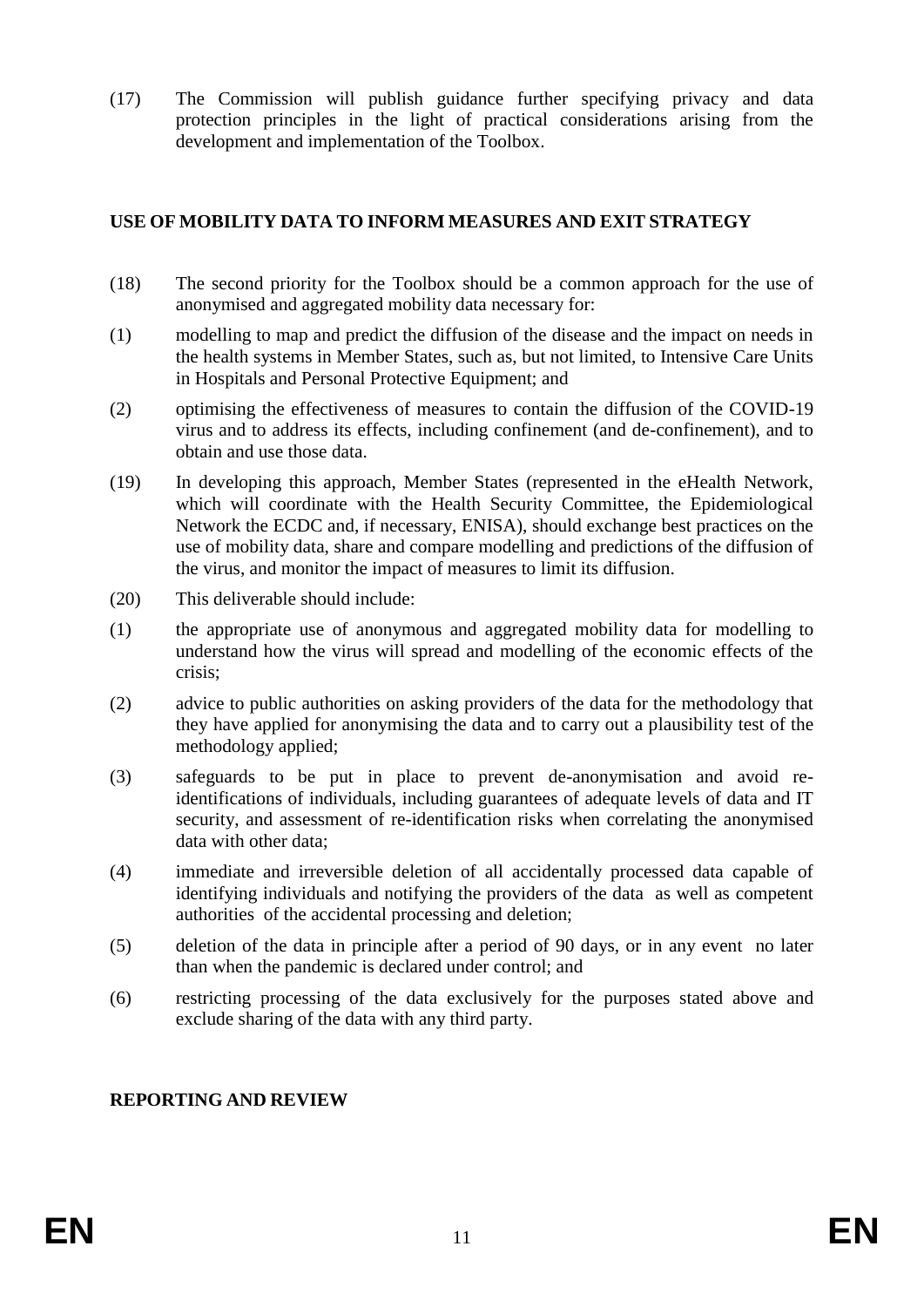(17) The Commission will publish guidance further specifying privacy and data protection principles in the light of practical considerations arising from the development and implementation of the Toolbox.

## USE OF MOBILITY DATA TO INFORM MEASURES AND EXIT STRATEGY

(18) The second priority for the Toolbox should be a common approach for the use of anonymised and aggregated mobility data necessary for:

(1) modelling to map and predict the diffusion of the disease and the impact on needs in the health systems in Member States, such as, but not limited, to Intensive Care Units in Hospitals and Personal Protective Equipment; and

(2) optimising the effectiveness of measures to contain the diffusion of the COVID-19 virus and to address its effects, including confinement (and de-confinement), and to obtain and use those data.

(19) In developing this approach, Member States (represented in the eHealth Network, which will coordinate with the Health Security Committee, the Epidemiological Network the ECDC and, if necessary, ENISA), should exchange best practices on the use of mobility data, share and compare modelling and predictions of the diffusion of the virus, and monitor the impact of measures to limit its diffusion.

(20) This deliverable should include:

(1) the appropriate use of anonymous and aggregated mobility data for modelling to understand how the virus will spread and modelling of the economic effects of the crisis;

(2) advice to public authorities on asking providers of the data for the methodology that they have applied for anonymising the data and to carry out a plausibility test of the methodology applied;

(3) safeguards to be put in place to prevent de-anonymisation and avoid re-identifications of individuals, including guarantees of adequate levels of data and IT security, and assessment of re-identification risks when correlating the anonymised data with other data;

(4) immediate and irreversible deletion of all accidentally processed data capable of identifying individuals and notifying the providers of the data as well as competent authorities of the accidental processing and deletion;

(5) deletion of the data in principle after a period of 90 days, or in any event no later than when the pandemic is declared under control; and

(6) restricting processing of the data exclusively for the purposes stated above and exclude sharing of the data with any third party.

## REPORTING AND REVIEW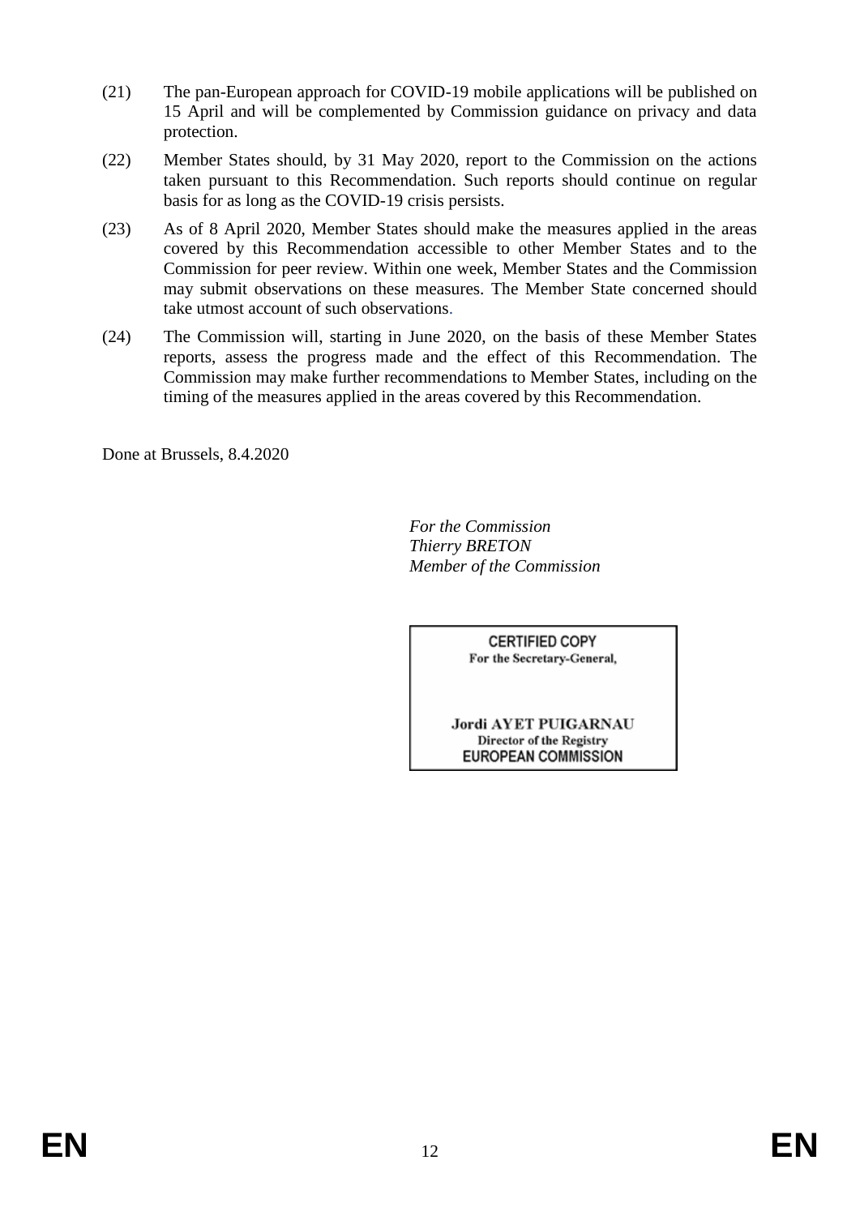(21) The pan-European approach for COVID-19 mobile applications will be published on 15 April and will be complemented by Commission guidance on privacy and data protection.

(22) Member States should, by 31 May 2020, report to the Commission on the actions taken pursuant to this Recommendation. Such reports should continue on regular basis for as long as the COVID-19 crisis persists.

(23) As of 8 April 2020, Member States should make the measures applied in the areas covered by this Recommendation accessible to other Member States and to the Commission for peer review. Within one week, Member States and the Commission may submit observations on these measures. The Member State concerned should take utmost account of such observations.

(24) The Commission will, starting in June 2020, on the basis of these Member States reports, assess the progress made and the effect of this Recommendation. The Commission may make further recommendations to Member States, including on the timing of the measures applied in the areas covered by this Recommendation.

Done at Brussels, 8.4.2020

*For the Commission*
*Thierry BRETON*
*Member of the Commission*

CERTIFIED COPY
For the Secretary-General,

**Jordi AYET PUIGARNAU**
Director of the Registry
EUROPEAN COMMISSION